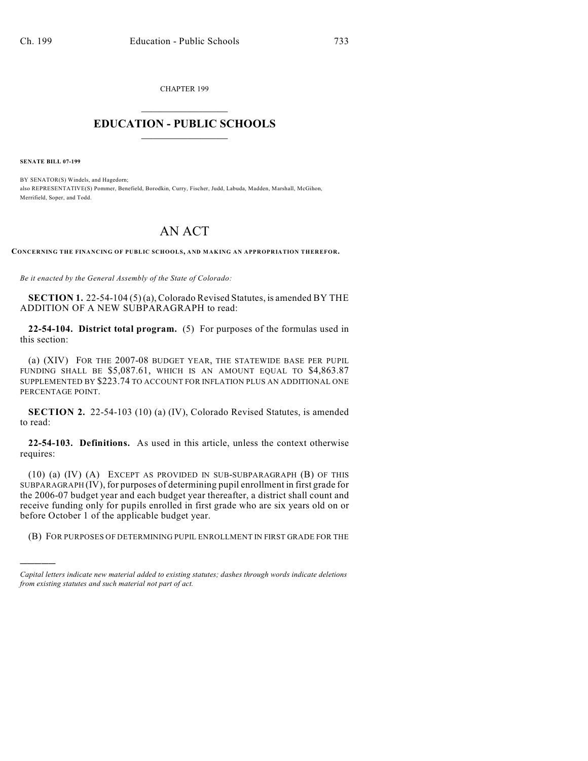CHAPTER 199

# EDUCATION - PUBLIC SCHOOLS

**SENATE BILL 07-199**

BY SENATOR(S) Windels, and Hagedorn;
also REPRESENTATIVE(S) Pommer, Benefield, Borodkin, Curry, Fischer, Judd, Labuda, Madden, Marshall, McGihon, Merrifield, Soper, and Todd.

# AN ACT

**CONCERNING THE FINANCING OF PUBLIC SCHOOLS, AND MAKING AN APPROPRIATION THEREFOR.**

*Be it enacted by the General Assembly of the State of Colorado:*

**SECTION 1.** 22-54-104 (5) (a), Colorado Revised Statutes, is amended BY THE ADDITION OF A NEW SUBPARAGRAPH to read:

**22-54-104. District total program.** (5) For purposes of the formulas used in this section:

(a) (XIV) FOR THE 2007-08 BUDGET YEAR, THE STATEWIDE BASE PER PUPIL FUNDING SHALL BE $5,087.61, WHICH IS AN AMOUNT EQUAL TO $4,863.87 SUPPLEMENTED BY $223.74 TO ACCOUNT FOR INFLATION PLUS AN ADDITIONAL ONE PERCENTAGE POINT.

**SECTION 2.** 22-54-103 (10) (a) (IV), Colorado Revised Statutes, is amended to read:

**22-54-103. Definitions.** As used in this article, unless the context otherwise requires:

(10) (a) (IV) (A) EXCEPT AS PROVIDED IN SUB-SUBPARAGRAPH (B) OF THIS SUBPARAGRAPH (IV), for purposes of determining pupil enrollment in first grade for the 2006-07 budget year and each budget year thereafter, a district shall count and receive funding only for pupils enrolled in first grade who are six years old on or before October 1 of the applicable budget year.

(B) FOR PURPOSES OF DETERMINING PUPIL ENROLLMENT IN FIRST GRADE FOR THE

---

*Capital letters indicate new material added to existing statutes; dashes through words indicate deletions from existing statutes and such material not part of act.*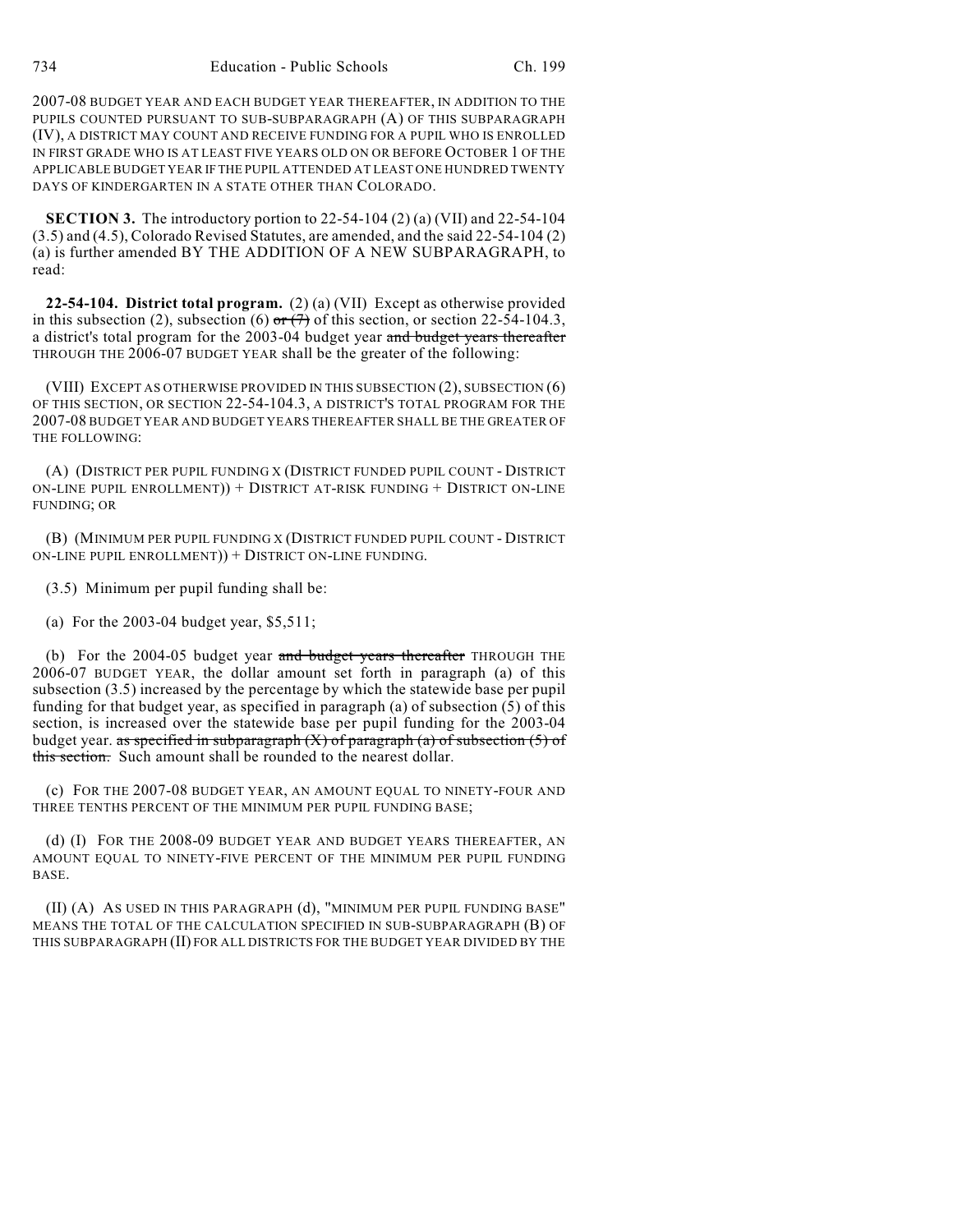2007-08 BUDGET YEAR AND EACH BUDGET YEAR THEREAFTER, IN ADDITION TO THE PUPILS COUNTED PURSUANT TO SUB-SUBPARAGRAPH (A) OF THIS SUBPARAGRAPH (IV), A DISTRICT MAY COUNT AND RECEIVE FUNDING FOR A PUPIL WHO IS ENROLLED IN FIRST GRADE WHO IS AT LEAST FIVE YEARS OLD ON OR BEFORE OCTOBER 1 OF THE APPLICABLE BUDGET YEAR IF THE PUPIL ATTENDED AT LEAST ONE HUNDRED TWENTY DAYS OF KINDERGARTEN IN A STATE OTHER THAN COLORADO.

**SECTION 3.** The introductory portion to 22-54-104 (2) (a) (VII) and 22-54-104 (3.5) and (4.5), Colorado Revised Statutes, are amended, and the said 22-54-104 (2) (a) is further amended BY THE ADDITION OF A NEW SUBPARAGRAPH, to read:

**22-54-104. District total program.** (2) (a) (VII) Except as otherwise provided in this subsection (2), subsection (6) ~~or (7)~~ of this section, or section 22-54-104.3, a district's total program for the 2003-04 budget year ~~and budget years thereafter~~ THROUGH THE 2006-07 BUDGET YEAR shall be the greater of the following:

(VIII) EXCEPT AS OTHERWISE PROVIDED IN THIS SUBSECTION (2), SUBSECTION (6) OF THIS SECTION, OR SECTION 22-54-104.3, A DISTRICT'S TOTAL PROGRAM FOR THE 2007-08 BUDGET YEAR AND BUDGET YEARS THEREAFTER SHALL BE THE GREATER OF THE FOLLOWING:

(A) (DISTRICT PER PUPIL FUNDING X (DISTRICT FUNDED PUPIL COUNT - DISTRICT ON-LINE PUPIL ENROLLMENT)) + DISTRICT AT-RISK FUNDING + DISTRICT ON-LINE FUNDING; OR

(B) (MINIMUM PER PUPIL FUNDING X (DISTRICT FUNDED PUPIL COUNT - DISTRICT ON-LINE PUPIL ENROLLMENT)) + DISTRICT ON-LINE FUNDING.

(3.5) Minimum per pupil funding shall be:

(a) For the 2003-04 budget year, $5,511;

(b) For the 2004-05 budget year ~~and budget years thereafter~~ THROUGH THE 2006-07 BUDGET YEAR, the dollar amount set forth in paragraph (a) of this subsection (3.5) increased by the percentage by which the statewide base per pupil funding for that budget year, as specified in paragraph (a) of subsection (5) of this section, is increased over the statewide base per pupil funding for the 2003-04 budget year. ~~as specified in subparagraph (X) of paragraph (a) of subsection (5) of this section.~~ Such amount shall be rounded to the nearest dollar.

(c) FOR THE 2007-08 BUDGET YEAR, AN AMOUNT EQUAL TO NINETY-FOUR AND THREE TENTHS PERCENT OF THE MINIMUM PER PUPIL FUNDING BASE;

(d) (I) FOR THE 2008-09 BUDGET YEAR AND BUDGET YEARS THEREAFTER, AN AMOUNT EQUAL TO NINETY-FIVE PERCENT OF THE MINIMUM PER PUPIL FUNDING BASE.

(II) (A) AS USED IN THIS PARAGRAPH (d), "MINIMUM PER PUPIL FUNDING BASE" MEANS THE TOTAL OF THE CALCULATION SPECIFIED IN SUB-SUBPARAGRAPH (B) OF THIS SUBPARAGRAPH (II) FOR ALL DISTRICTS FOR THE BUDGET YEAR DIVIDED BY THE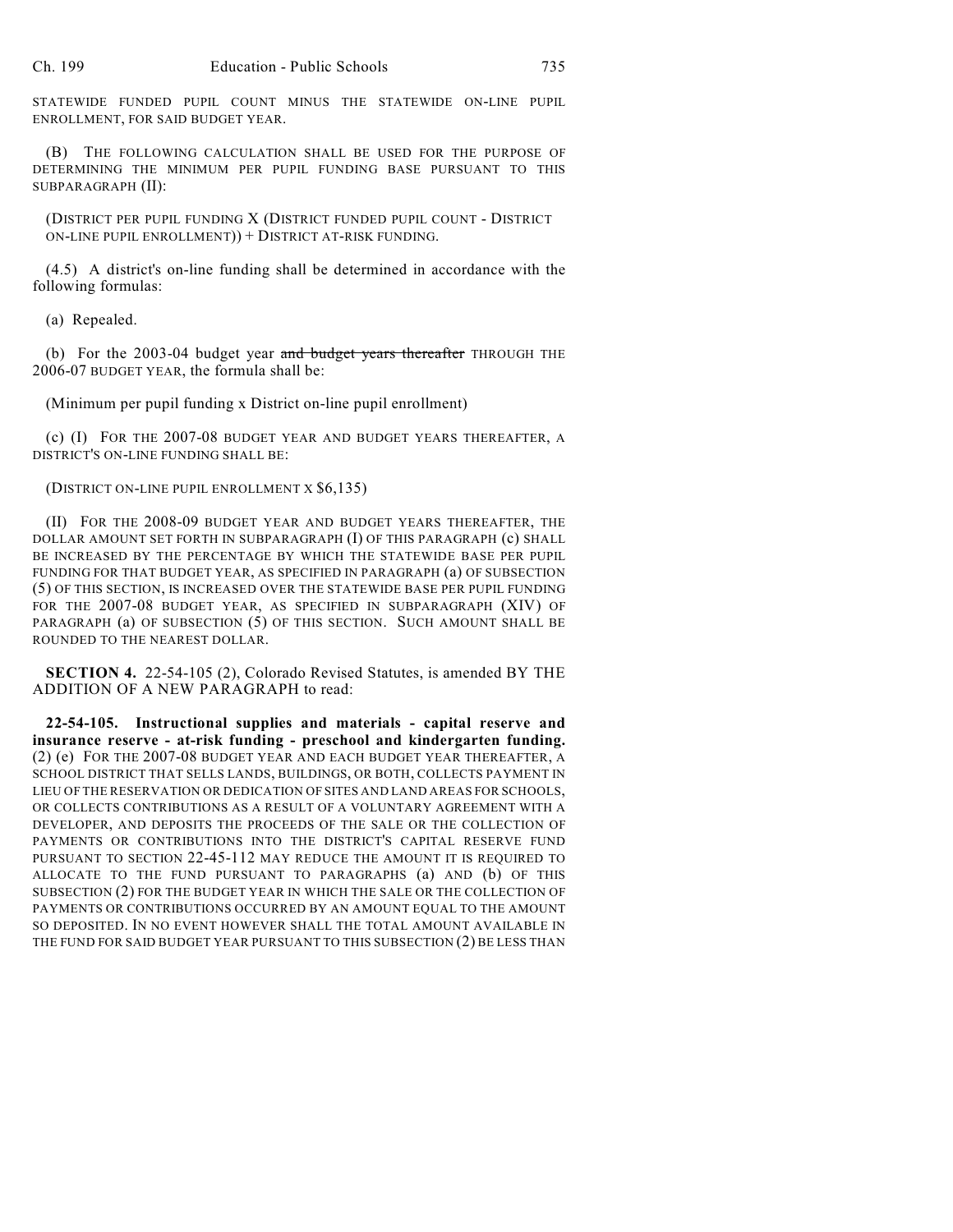STATEWIDE FUNDED PUPIL COUNT MINUS THE STATEWIDE ON-LINE PUPIL ENROLLMENT, FOR SAID BUDGET YEAR.

(B) THE FOLLOWING CALCULATION SHALL BE USED FOR THE PURPOSE OF DETERMINING THE MINIMUM PER PUPIL FUNDING BASE PURSUANT TO THIS SUBPARAGRAPH (II):

(DISTRICT PER PUPIL FUNDING X (DISTRICT FUNDED PUPIL COUNT - DISTRICT ON-LINE PUPIL ENROLLMENT)) + DISTRICT AT-RISK FUNDING.

(4.5) A district's on-line funding shall be determined in accordance with the following formulas:

(a) Repealed.

(b) For the 2003-04 budget year ~~and budget years thereafter~~ THROUGH THE 2006-07 BUDGET YEAR, the formula shall be:

(Minimum per pupil funding x District on-line pupil enrollment)

(c) (I) FOR THE 2007-08 BUDGET YEAR AND BUDGET YEARS THEREAFTER, A DISTRICT'S ON-LINE FUNDING SHALL BE:

(DISTRICT ON-LINE PUPIL ENROLLMENT X $6,135)

(II) FOR THE 2008-09 BUDGET YEAR AND BUDGET YEARS THEREAFTER, THE DOLLAR AMOUNT SET FORTH IN SUBPARAGRAPH (I) OF THIS PARAGRAPH (c) SHALL BE INCREASED BY THE PERCENTAGE BY WHICH THE STATEWIDE BASE PER PUPIL FUNDING FOR THAT BUDGET YEAR, AS SPECIFIED IN PARAGRAPH (a) OF SUBSECTION (5) OF THIS SECTION, IS INCREASED OVER THE STATEWIDE BASE PER PUPIL FUNDING FOR THE 2007-08 BUDGET YEAR, AS SPECIFIED IN SUBPARAGRAPH (XIV) OF PARAGRAPH (a) OF SUBSECTION (5) OF THIS SECTION. SUCH AMOUNT SHALL BE ROUNDED TO THE NEAREST DOLLAR.

**SECTION 4.** 22-54-105 (2), Colorado Revised Statutes, is amended BY THE ADDITION OF A NEW PARAGRAPH to read:

**22-54-105. Instructional supplies and materials - capital reserve and insurance reserve - at-risk funding - preschool and kindergarten funding.** (2) (e) FOR THE 2007-08 BUDGET YEAR AND EACH BUDGET YEAR THEREAFTER, A SCHOOL DISTRICT THAT SELLS LANDS, BUILDINGS, OR BOTH, COLLECTS PAYMENT IN LIEU OF THE RESERVATION OR DEDICATION OF SITES AND LAND AREAS FOR SCHOOLS, OR COLLECTS CONTRIBUTIONS AS A RESULT OF A VOLUNTARY AGREEMENT WITH A DEVELOPER, AND DEPOSITS THE PROCEEDS OF THE SALE OR THE COLLECTION OF PAYMENTS OR CONTRIBUTIONS INTO THE DISTRICT'S CAPITAL RESERVE FUND PURSUANT TO SECTION 22-45-112 MAY REDUCE THE AMOUNT IT IS REQUIRED TO ALLOCATE TO THE FUND PURSUANT TO PARAGRAPHS (a) AND (b) OF THIS SUBSECTION (2) FOR THE BUDGET YEAR IN WHICH THE SALE OR THE COLLECTION OF PAYMENTS OR CONTRIBUTIONS OCCURRED BY AN AMOUNT EQUAL TO THE AMOUNT SO DEPOSITED. IN NO EVENT HOWEVER SHALL THE TOTAL AMOUNT AVAILABLE IN THE FUND FOR SAID BUDGET YEAR PURSUANT TO THIS SUBSECTION (2) BE LESS THAN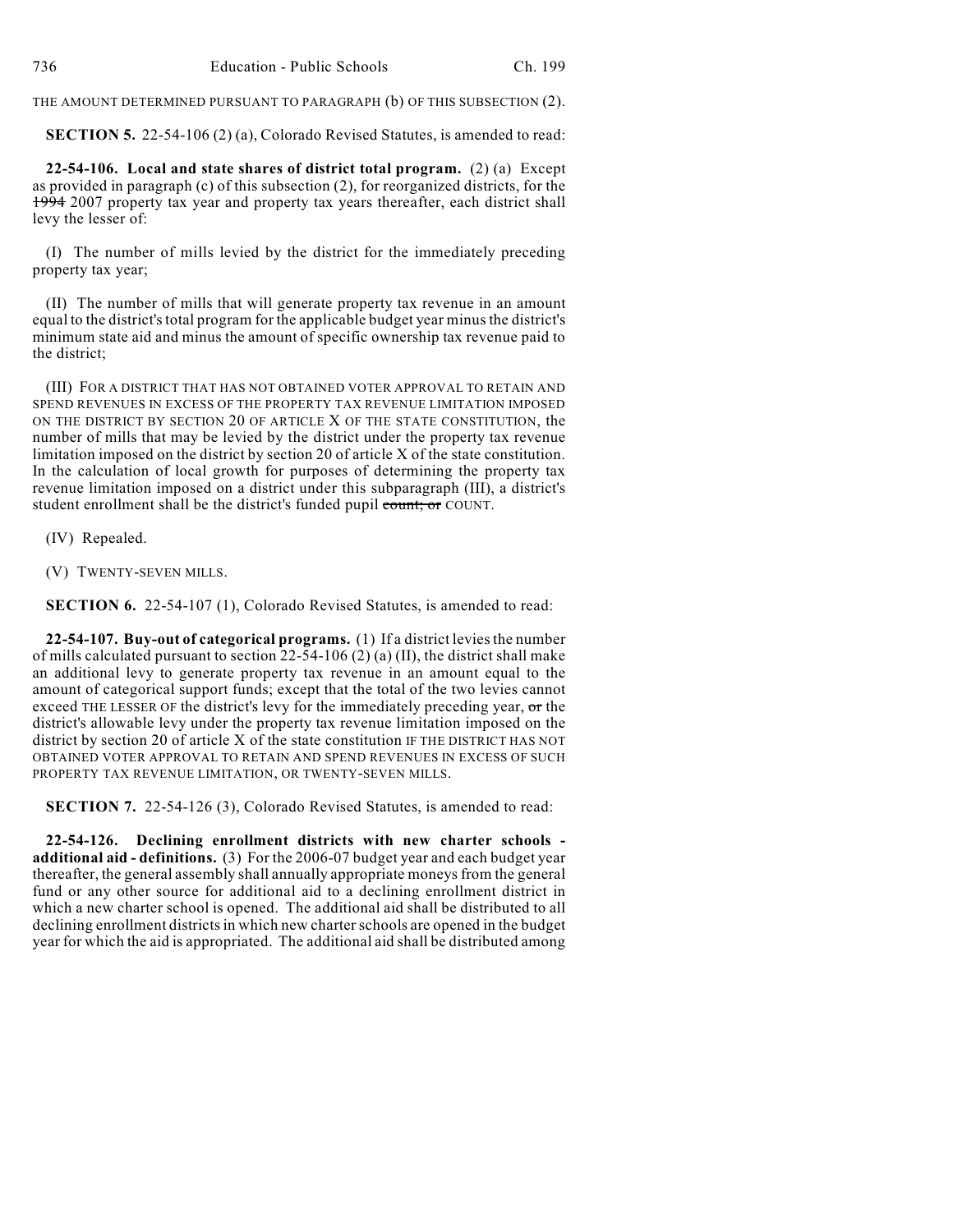THE AMOUNT DETERMINED PURSUANT TO PARAGRAPH (b) OF THIS SUBSECTION (2).

**SECTION 5.** 22-54-106 (2) (a), Colorado Revised Statutes, is amended to read:

**22-54-106. Local and state shares of district total program.** (2) (a) Except as provided in paragraph (c) of this subsection (2), for reorganized districts, for the ~~1994~~ 2007 property tax year and property tax years thereafter, each district shall levy the lesser of:

(I) The number of mills levied by the district for the immediately preceding property tax year;

(II) The number of mills that will generate property tax revenue in an amount equal to the district's total program for the applicable budget year minus the district's minimum state aid and minus the amount of specific ownership tax revenue paid to the district;

(III) FOR A DISTRICT THAT HAS NOT OBTAINED VOTER APPROVAL TO RETAIN AND SPEND REVENUES IN EXCESS OF THE PROPERTY TAX REVENUE LIMITATION IMPOSED ON THE DISTRICT BY SECTION 20 OF ARTICLE X OF THE STATE CONSTITUTION, the number of mills that may be levied by the district under the property tax revenue limitation imposed on the district by section 20 of article X of the state constitution. In the calculation of local growth for purposes of determining the property tax revenue limitation imposed on a district under this subparagraph (III), a district's student enrollment shall be the district's funded pupil ~~count; or~~ COUNT.

(IV) Repealed.

(V) TWENTY-SEVEN MILLS.

**SECTION 6.** 22-54-107 (1), Colorado Revised Statutes, is amended to read:

**22-54-107. Buy-out of categorical programs.** (1) If a district levies the number of mills calculated pursuant to section 22-54-106 (2) (a) (II), the district shall make an additional levy to generate property tax revenue in an amount equal to the amount of categorical support funds; except that the total of the two levies cannot exceed THE LESSER OF the district's levy for the immediately preceding year, ~~or~~ the district's allowable levy under the property tax revenue limitation imposed on the district by section 20 of article X of the state constitution IF THE DISTRICT HAS NOT OBTAINED VOTER APPROVAL TO RETAIN AND SPEND REVENUES IN EXCESS OF SUCH PROPERTY TAX REVENUE LIMITATION, OR TWENTY-SEVEN MILLS.

**SECTION 7.** 22-54-126 (3), Colorado Revised Statutes, is amended to read:

**22-54-126. Declining enrollment districts with new charter schools - additional aid - definitions.** (3) For the 2006-07 budget year and each budget year thereafter, the general assembly shall annually appropriate moneys from the general fund or any other source for additional aid to a declining enrollment district in which a new charter school is opened. The additional aid shall be distributed to all declining enrollment districts in which new charter schools are opened in the budget year for which the aid is appropriated. The additional aid shall be distributed among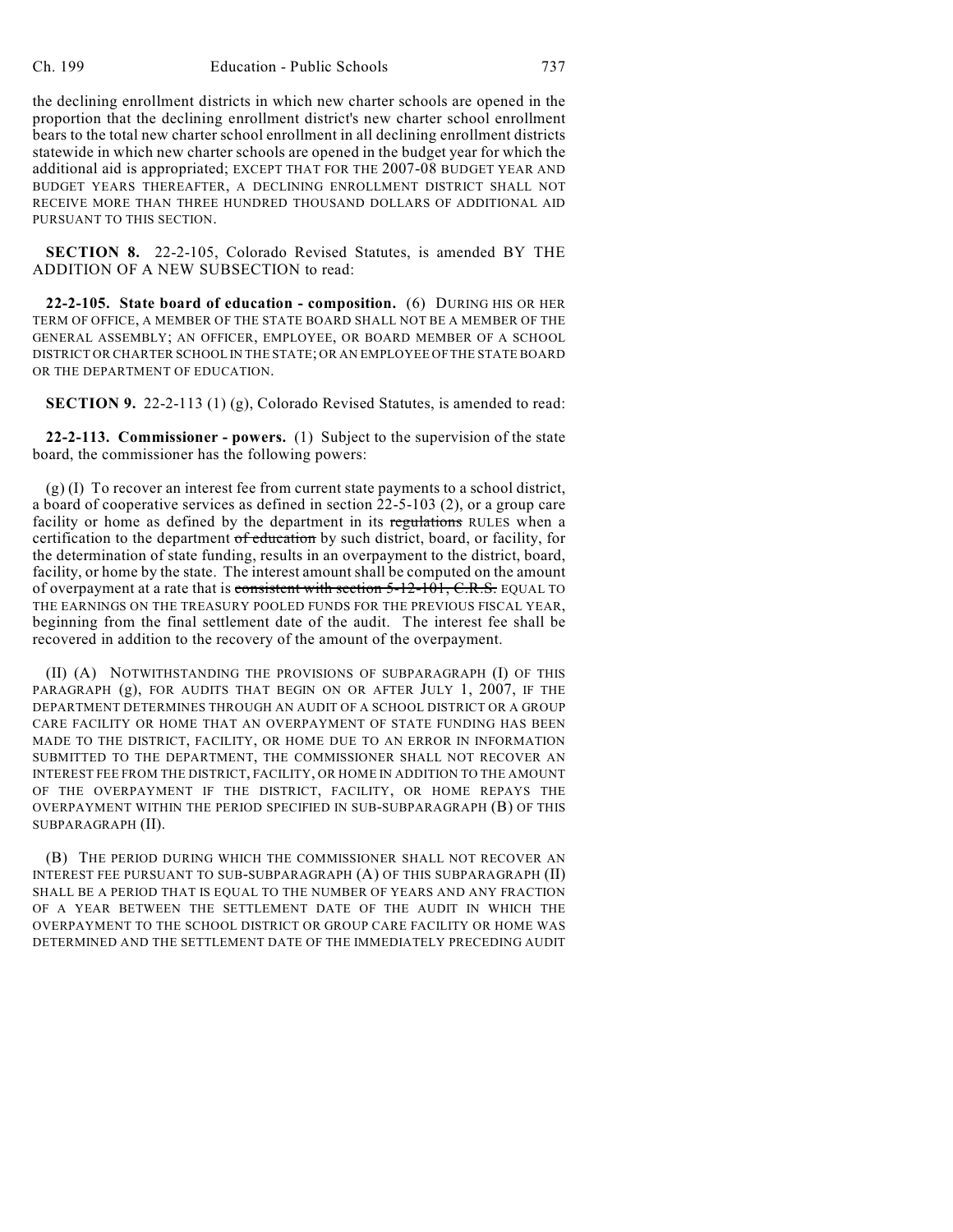the declining enrollment districts in which new charter schools are opened in the proportion that the declining enrollment district's new charter school enrollment bears to the total new charter school enrollment in all declining enrollment districts statewide in which new charter schools are opened in the budget year for which the additional aid is appropriated; EXCEPT THAT FOR THE 2007-08 BUDGET YEAR AND BUDGET YEARS THEREAFTER, A DECLINING ENROLLMENT DISTRICT SHALL NOT RECEIVE MORE THAN THREE HUNDRED THOUSAND DOLLARS OF ADDITIONAL AID PURSUANT TO THIS SECTION.

**SECTION 8.** 22-2-105, Colorado Revised Statutes, is amended BY THE ADDITION OF A NEW SUBSECTION to read:

**22-2-105. State board of education - composition.** (6) DURING HIS OR HER TERM OF OFFICE, A MEMBER OF THE STATE BOARD SHALL NOT BE A MEMBER OF THE GENERAL ASSEMBLY; AN OFFICER, EMPLOYEE, OR BOARD MEMBER OF A SCHOOL DISTRICT OR CHARTER SCHOOL IN THE STATE; OR AN EMPLOYEE OF THE STATE BOARD OR THE DEPARTMENT OF EDUCATION.

**SECTION 9.** 22-2-113 (1) (g), Colorado Revised Statutes, is amended to read:

**22-2-113. Commissioner - powers.** (1) Subject to the supervision of the state board, the commissioner has the following powers:

(g) (I) To recover an interest fee from current state payments to a school district, a board of cooperative services as defined in section 22-5-103 (2), or a group care facility or home as defined by the department in its ~~regulations~~ RULES when a certification to the department ~~of education~~ by such district, board, or facility, for the determination of state funding, results in an overpayment to the district, board, facility, or home by the state. The interest amount shall be computed on the amount of overpayment at a rate that is ~~consistent with section 5-12-101, C.R.S.~~ EQUAL TO THE EARNINGS ON THE TREASURY POOLED FUNDS FOR THE PREVIOUS FISCAL YEAR, beginning from the final settlement date of the audit. The interest fee shall be recovered in addition to the recovery of the amount of the overpayment.

(II) (A) NOTWITHSTANDING THE PROVISIONS OF SUBPARAGRAPH (I) OF THIS PARAGRAPH (g), FOR AUDITS THAT BEGIN ON OR AFTER JULY 1, 2007, IF THE DEPARTMENT DETERMINES THROUGH AN AUDIT OF A SCHOOL DISTRICT OR A GROUP CARE FACILITY OR HOME THAT AN OVERPAYMENT OF STATE FUNDING HAS BEEN MADE TO THE DISTRICT, FACILITY, OR HOME DUE TO AN ERROR IN INFORMATION SUBMITTED TO THE DEPARTMENT, THE COMMISSIONER SHALL NOT RECOVER AN INTEREST FEE FROM THE DISTRICT, FACILITY, OR HOME IN ADDITION TO THE AMOUNT OF THE OVERPAYMENT IF THE DISTRICT, FACILITY, OR HOME REPAYS THE OVERPAYMENT WITHIN THE PERIOD SPECIFIED IN SUB-SUBPARAGRAPH (B) OF THIS SUBPARAGRAPH (II).

(B) THE PERIOD DURING WHICH THE COMMISSIONER SHALL NOT RECOVER AN INTEREST FEE PURSUANT TO SUB-SUBPARAGRAPH (A) OF THIS SUBPARAGRAPH (II) SHALL BE A PERIOD THAT IS EQUAL TO THE NUMBER OF YEARS AND ANY FRACTION OF A YEAR BETWEEN THE SETTLEMENT DATE OF THE AUDIT IN WHICH THE OVERPAYMENT TO THE SCHOOL DISTRICT OR GROUP CARE FACILITY OR HOME WAS DETERMINED AND THE SETTLEMENT DATE OF THE IMMEDIATELY PRECEDING AUDIT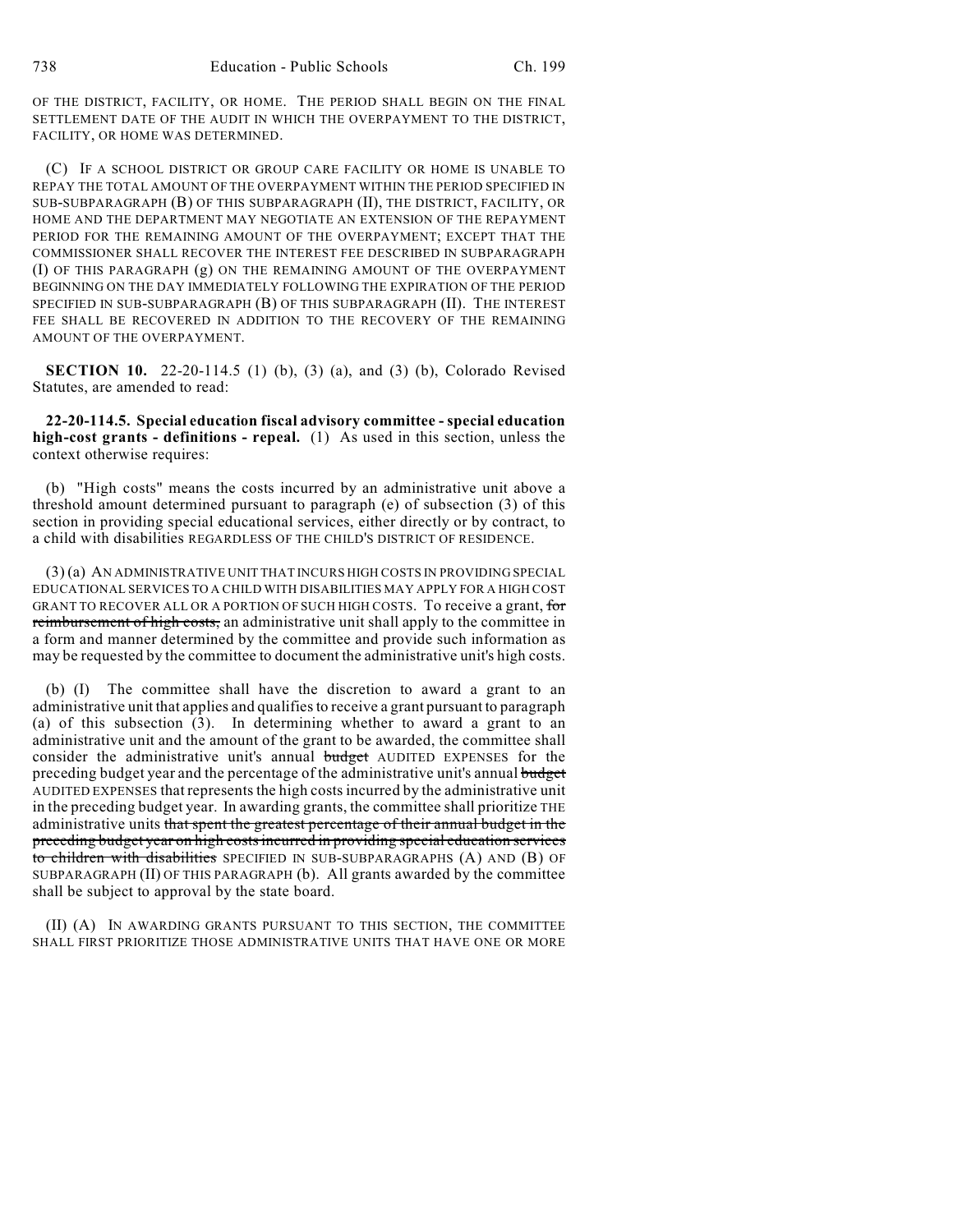OF THE DISTRICT, FACILITY, OR HOME. THE PERIOD SHALL BEGIN ON THE FINAL SETTLEMENT DATE OF THE AUDIT IN WHICH THE OVERPAYMENT TO THE DISTRICT, FACILITY, OR HOME WAS DETERMINED.

(C) IF A SCHOOL DISTRICT OR GROUP CARE FACILITY OR HOME IS UNABLE TO REPAY THE TOTAL AMOUNT OF THE OVERPAYMENT WITHIN THE PERIOD SPECIFIED IN SUB-SUBPARAGRAPH (B) OF THIS SUBPARAGRAPH (II), THE DISTRICT, FACILITY, OR HOME AND THE DEPARTMENT MAY NEGOTIATE AN EXTENSION OF THE REPAYMENT PERIOD FOR THE REMAINING AMOUNT OF THE OVERPAYMENT; EXCEPT THAT THE COMMISSIONER SHALL RECOVER THE INTEREST FEE DESCRIBED IN SUBPARAGRAPH (I) OF THIS PARAGRAPH (g) ON THE REMAINING AMOUNT OF THE OVERPAYMENT BEGINNING ON THE DAY IMMEDIATELY FOLLOWING THE EXPIRATION OF THE PERIOD SPECIFIED IN SUB-SUBPARAGRAPH (B) OF THIS SUBPARAGRAPH (II). THE INTEREST FEE SHALL BE RECOVERED IN ADDITION TO THE RECOVERY OF THE REMAINING AMOUNT OF THE OVERPAYMENT.

**SECTION 10.** 22-20-114.5 (1) (b), (3) (a), and (3) (b), Colorado Revised Statutes, are amended to read:

**22-20-114.5. Special education fiscal advisory committee - special education high-cost grants - definitions - repeal.** (1) As used in this section, unless the context otherwise requires:

(b) "High costs" means the costs incurred by an administrative unit above a threshold amount determined pursuant to paragraph (e) of subsection (3) of this section in providing special educational services, either directly or by contract, to a child with disabilities REGARDLESS OF THE CHILD'S DISTRICT OF RESIDENCE.

(3) (a) AN ADMINISTRATIVE UNIT THAT INCURS HIGH COSTS IN PROVIDING SPECIAL EDUCATIONAL SERVICES TO A CHILD WITH DISABILITIES MAY APPLY FOR A HIGH COST GRANT TO RECOVER ALL OR A PORTION OF SUCH HIGH COSTS. To receive a grant, ~~for reimbursement of high costs,~~ an administrative unit shall apply to the committee in a form and manner determined by the committee and provide such information as may be requested by the committee to document the administrative unit's high costs.

(b) (I) The committee shall have the discretion to award a grant to an administrative unit that applies and qualifies to receive a grant pursuant to paragraph (a) of this subsection (3). In determining whether to award a grant to an administrative unit and the amount of the grant to be awarded, the committee shall consider the administrative unit's annual ~~budget~~ AUDITED EXPENSES for the preceding budget year and the percentage of the administrative unit's annual ~~budget~~ AUDITED EXPENSES that represents the high costs incurred by the administrative unit in the preceding budget year. In awarding grants, the committee shall prioritize THE administrative units ~~that spent the greatest percentage of their annual budget in the preceding budget year on high costs incurred in providing special education services to children with disabilities~~ SPECIFIED IN SUB-SUBPARAGRAPHS (A) AND (B) OF SUBPARAGRAPH (II) OF THIS PARAGRAPH (b). All grants awarded by the committee shall be subject to approval by the state board.

(II) (A) IN AWARDING GRANTS PURSUANT TO THIS SECTION, THE COMMITTEE SHALL FIRST PRIORITIZE THOSE ADMINISTRATIVE UNITS THAT HAVE ONE OR MORE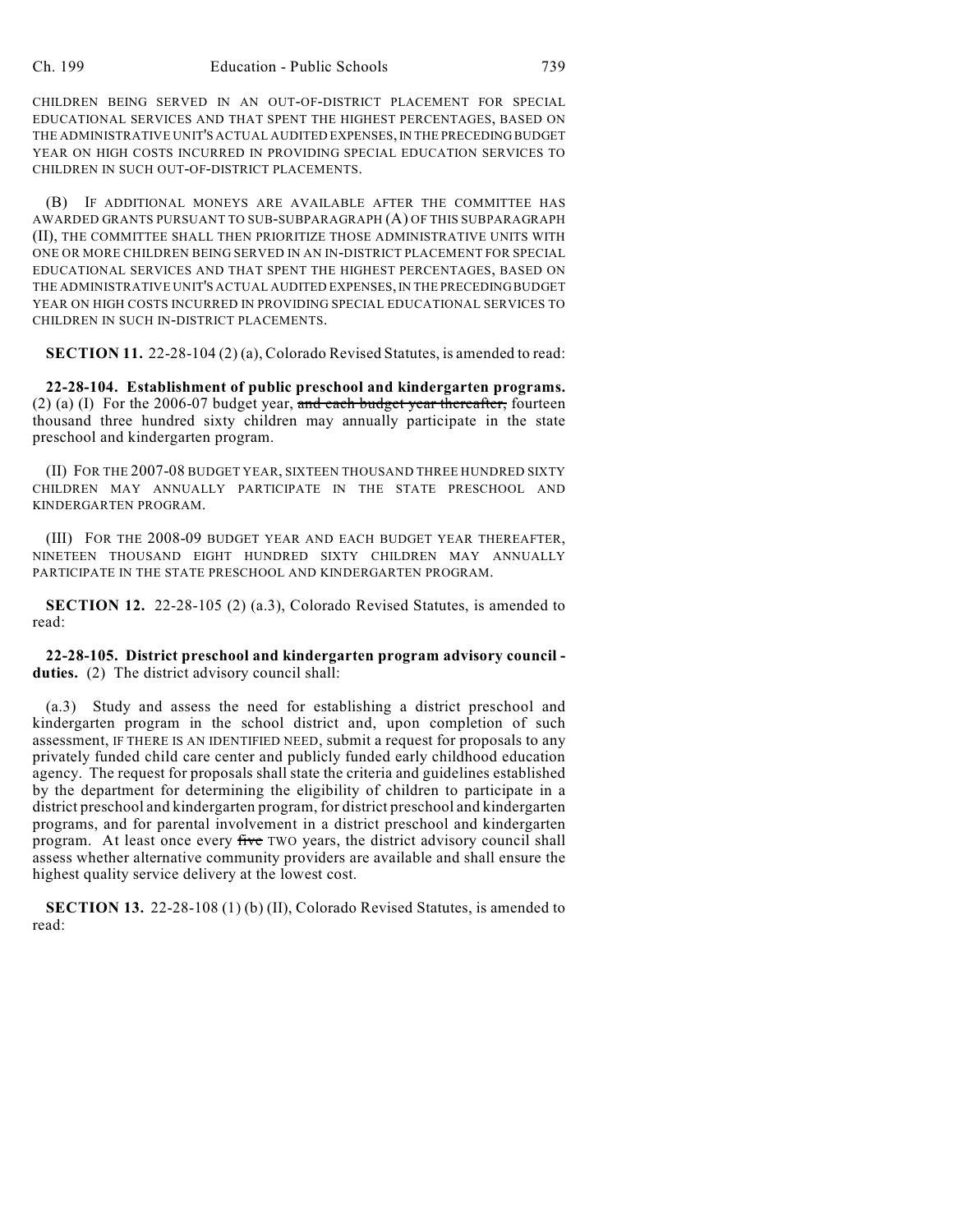CHILDREN BEING SERVED IN AN OUT-OF-DISTRICT PLACEMENT FOR SPECIAL EDUCATIONAL SERVICES AND THAT SPENT THE HIGHEST PERCENTAGES, BASED ON THE ADMINISTRATIVE UNIT'S ACTUAL AUDITED EXPENSES, IN THE PRECEDING BUDGET YEAR ON HIGH COSTS INCURRED IN PROVIDING SPECIAL EDUCATION SERVICES TO CHILDREN IN SUCH OUT-OF-DISTRICT PLACEMENTS.

(B) IF ADDITIONAL MONEYS ARE AVAILABLE AFTER THE COMMITTEE HAS AWARDED GRANTS PURSUANT TO SUB-SUBPARAGRAPH (A) OF THIS SUBPARAGRAPH (II), THE COMMITTEE SHALL THEN PRIORITIZE THOSE ADMINISTRATIVE UNITS WITH ONE OR MORE CHILDREN BEING SERVED IN AN IN-DISTRICT PLACEMENT FOR SPECIAL EDUCATIONAL SERVICES AND THAT SPENT THE HIGHEST PERCENTAGES, BASED ON THE ADMINISTRATIVE UNIT'S ACTUAL AUDITED EXPENSES, IN THE PRECEDING BUDGET YEAR ON HIGH COSTS INCURRED IN PROVIDING SPECIAL EDUCATIONAL SERVICES TO CHILDREN IN SUCH IN-DISTRICT PLACEMENTS.

**SECTION 11.** 22-28-104 (2) (a), Colorado Revised Statutes, is amended to read:

**22-28-104. Establishment of public preschool and kindergarten programs.** (2) (a) (I) For the 2006-07 budget year, ~~and each budget year thereafter,~~ fourteen thousand three hundred sixty children may annually participate in the state preschool and kindergarten program.

(II) FOR THE 2007-08 BUDGET YEAR, SIXTEEN THOUSAND THREE HUNDRED SIXTY CHILDREN MAY ANNUALLY PARTICIPATE IN THE STATE PRESCHOOL AND KINDERGARTEN PROGRAM.

(III) FOR THE 2008-09 BUDGET YEAR AND EACH BUDGET YEAR THEREAFTER, NINETEEN THOUSAND EIGHT HUNDRED SIXTY CHILDREN MAY ANNUALLY PARTICIPATE IN THE STATE PRESCHOOL AND KINDERGARTEN PROGRAM.

**SECTION 12.** 22-28-105 (2) (a.3), Colorado Revised Statutes, is amended to read:

**22-28-105. District preschool and kindergarten program advisory council - duties.** (2) The district advisory council shall:

(a.3) Study and assess the need for establishing a district preschool and kindergarten program in the school district and, upon completion of such assessment, IF THERE IS AN IDENTIFIED NEED, submit a request for proposals to any privately funded child care center and publicly funded early childhood education agency. The request for proposals shall state the criteria and guidelines established by the department for determining the eligibility of children to participate in a district preschool and kindergarten program, for district preschool and kindergarten programs, and for parental involvement in a district preschool and kindergarten program. At least once every ~~five~~ TWO years, the district advisory council shall assess whether alternative community providers are available and shall ensure the highest quality service delivery at the lowest cost.

**SECTION 13.** 22-28-108 (1) (b) (II), Colorado Revised Statutes, is amended to read: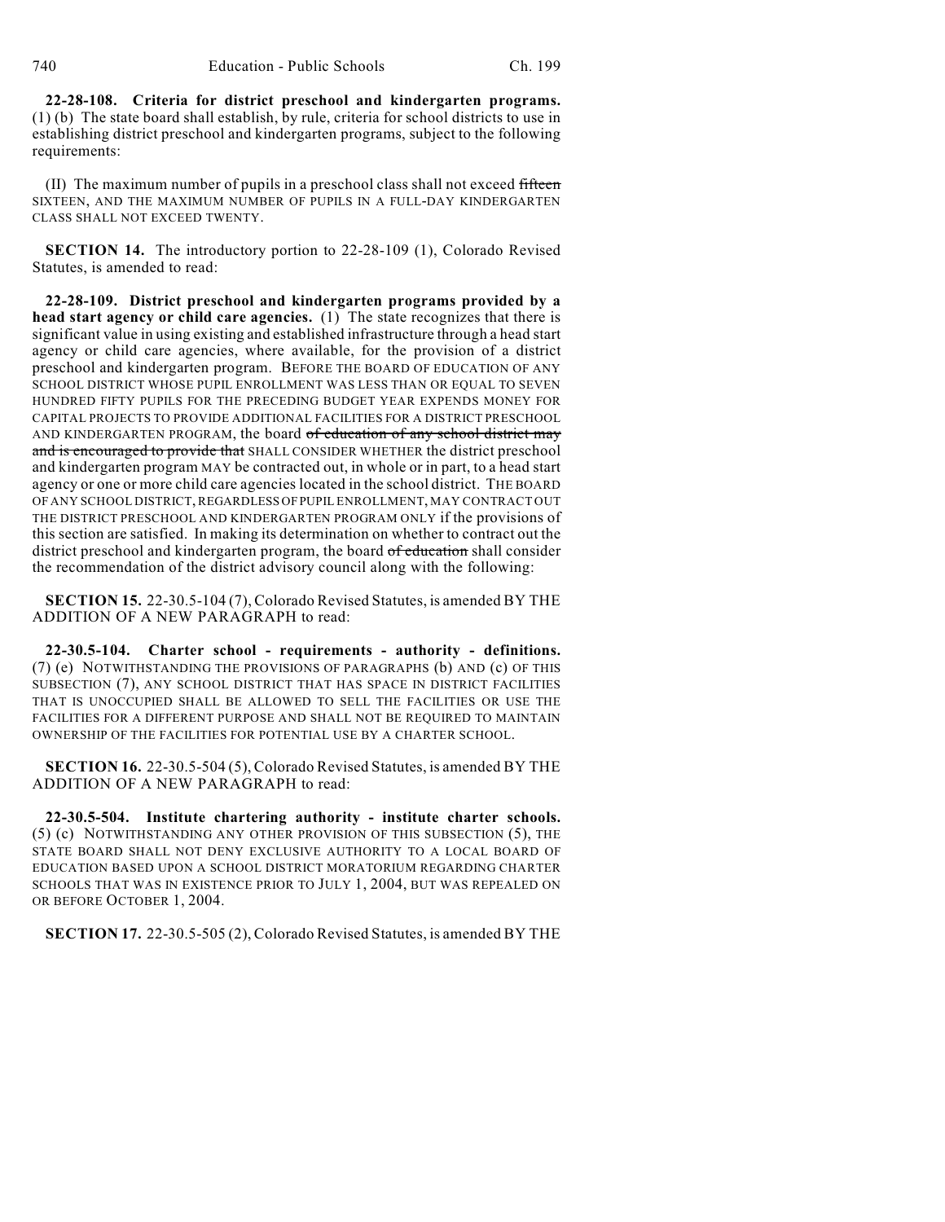**22-28-108. Criteria for district preschool and kindergarten programs.** (1) (b) The state board shall establish, by rule, criteria for school districts to use in establishing district preschool and kindergarten programs, subject to the following requirements:

(II) The maximum number of pupils in a preschool class shall not exceed ~~fifteen~~ SIXTEEN, AND THE MAXIMUM NUMBER OF PUPILS IN A FULL-DAY KINDERGARTEN CLASS SHALL NOT EXCEED TWENTY.

**SECTION 14.** The introductory portion to 22-28-109 (1), Colorado Revised Statutes, is amended to read:

**22-28-109. District preschool and kindergarten programs provided by a head start agency or child care agencies.** (1) The state recognizes that there is significant value in using existing and established infrastructure through a head start agency or child care agencies, where available, for the provision of a district preschool and kindergarten program. BEFORE THE BOARD OF EDUCATION OF ANY SCHOOL DISTRICT WHOSE PUPIL ENROLLMENT WAS LESS THAN OR EQUAL TO SEVEN HUNDRED FIFTY PUPILS FOR THE PRECEDING BUDGET YEAR EXPENDS MONEY FOR CAPITAL PROJECTS TO PROVIDE ADDITIONAL FACILITIES FOR A DISTRICT PRESCHOOL AND KINDERGARTEN PROGRAM, the board ~~of education of any school district may and is encouraged to provide that~~ SHALL CONSIDER WHETHER the district preschool and kindergarten program MAY be contracted out, in whole or in part, to a head start agency or one or more child care agencies located in the school district. THE BOARD OF ANY SCHOOL DISTRICT, REGARDLESS OF PUPIL ENROLLMENT, MAY CONTRACT OUT THE DISTRICT PRESCHOOL AND KINDERGARTEN PROGRAM ONLY if the provisions of this section are satisfied. In making its determination on whether to contract out the district preschool and kindergarten program, the board ~~of education~~ shall consider the recommendation of the district advisory council along with the following:

**SECTION 15.** 22-30.5-104 (7), Colorado Revised Statutes, is amended BY THE ADDITION OF A NEW PARAGRAPH to read:

**22-30.5-104. Charter school - requirements - authority - definitions.** (7) (e) NOTWITHSTANDING THE PROVISIONS OF PARAGRAPHS (b) AND (c) OF THIS SUBSECTION (7), ANY SCHOOL DISTRICT THAT HAS SPACE IN DISTRICT FACILITIES THAT IS UNOCCUPIED SHALL BE ALLOWED TO SELL THE FACILITIES OR USE THE FACILITIES FOR A DIFFERENT PURPOSE AND SHALL NOT BE REQUIRED TO MAINTAIN OWNERSHIP OF THE FACILITIES FOR POTENTIAL USE BY A CHARTER SCHOOL.

**SECTION 16.** 22-30.5-504 (5), Colorado Revised Statutes, is amended BY THE ADDITION OF A NEW PARAGRAPH to read:

**22-30.5-504. Institute chartering authority - institute charter schools.** (5) (c) NOTWITHSTANDING ANY OTHER PROVISION OF THIS SUBSECTION (5), THE STATE BOARD SHALL NOT DENY EXCLUSIVE AUTHORITY TO A LOCAL BOARD OF EDUCATION BASED UPON A SCHOOL DISTRICT MORATORIUM REGARDING CHARTER SCHOOLS THAT WAS IN EXISTENCE PRIOR TO JULY 1, 2004, BUT WAS REPEALED ON OR BEFORE OCTOBER 1, 2004.

**SECTION 17.** 22-30.5-505 (2), Colorado Revised Statutes, is amended BY THE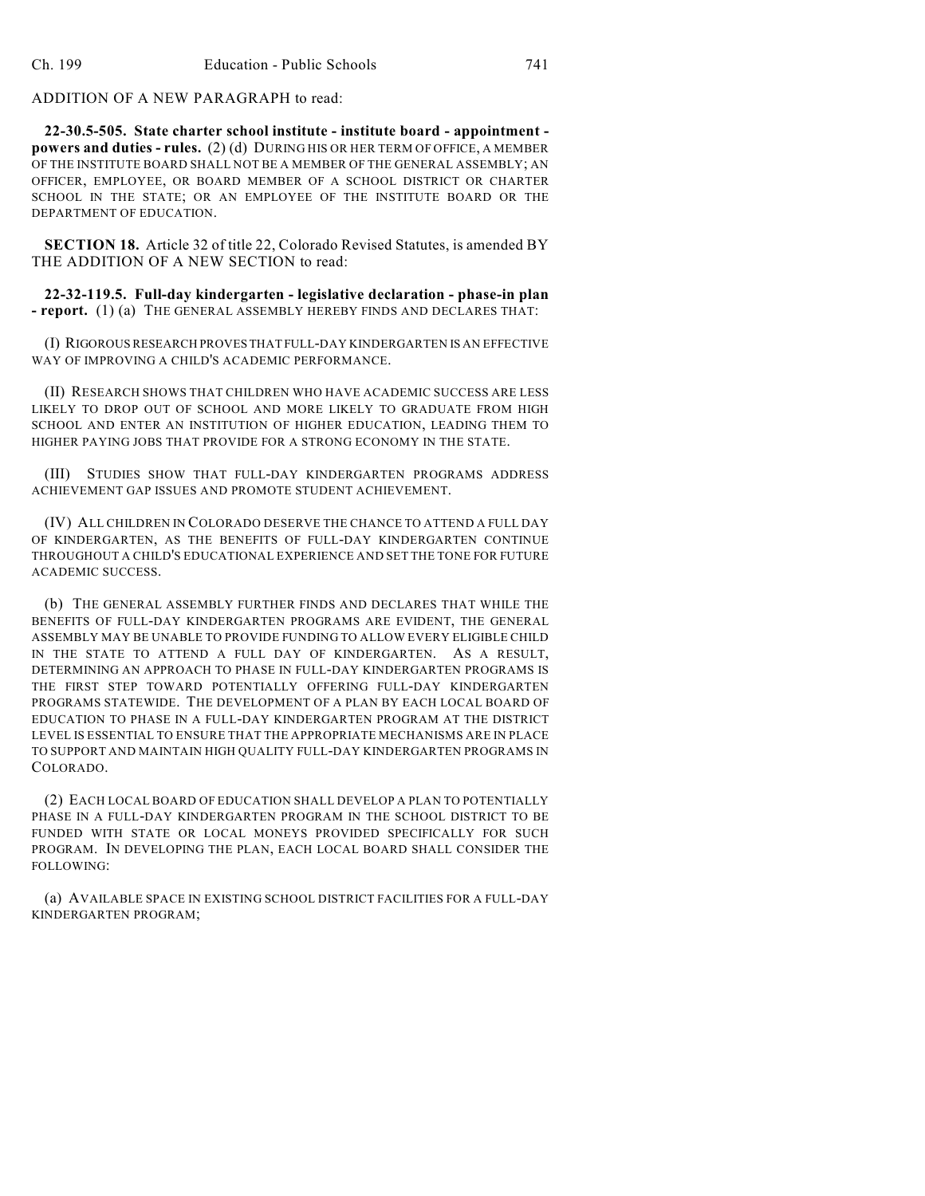ADDITION OF A NEW PARAGRAPH to read:

**22-30.5-505. State charter school institute - institute board - appointment - powers and duties - rules.** (2) (d) DURING HIS OR HER TERM OF OFFICE, A MEMBER OF THE INSTITUTE BOARD SHALL NOT BE A MEMBER OF THE GENERAL ASSEMBLY; AN OFFICER, EMPLOYEE, OR BOARD MEMBER OF A SCHOOL DISTRICT OR CHARTER SCHOOL IN THE STATE; OR AN EMPLOYEE OF THE INSTITUTE BOARD OR THE DEPARTMENT OF EDUCATION.

**SECTION 18.** Article 32 of title 22, Colorado Revised Statutes, is amended BY THE ADDITION OF A NEW SECTION to read:

**22-32-119.5. Full-day kindergarten - legislative declaration - phase-in plan - report.** (1) (a) THE GENERAL ASSEMBLY HEREBY FINDS AND DECLARES THAT:

(I) RIGOROUS RESEARCH PROVES THAT FULL-DAY KINDERGARTEN IS AN EFFECTIVE WAY OF IMPROVING A CHILD'S ACADEMIC PERFORMANCE.

(II) RESEARCH SHOWS THAT CHILDREN WHO HAVE ACADEMIC SUCCESS ARE LESS LIKELY TO DROP OUT OF SCHOOL AND MORE LIKELY TO GRADUATE FROM HIGH SCHOOL AND ENTER AN INSTITUTION OF HIGHER EDUCATION, LEADING THEM TO HIGHER PAYING JOBS THAT PROVIDE FOR A STRONG ECONOMY IN THE STATE.

(III) STUDIES SHOW THAT FULL-DAY KINDERGARTEN PROGRAMS ADDRESS ACHIEVEMENT GAP ISSUES AND PROMOTE STUDENT ACHIEVEMENT.

(IV) ALL CHILDREN IN COLORADO DESERVE THE CHANCE TO ATTEND A FULL DAY OF KINDERGARTEN, AS THE BENEFITS OF FULL-DAY KINDERGARTEN CONTINUE THROUGHOUT A CHILD'S EDUCATIONAL EXPERIENCE AND SET THE TONE FOR FUTURE ACADEMIC SUCCESS.

(b) THE GENERAL ASSEMBLY FURTHER FINDS AND DECLARES THAT WHILE THE BENEFITS OF FULL-DAY KINDERGARTEN PROGRAMS ARE EVIDENT, THE GENERAL ASSEMBLY MAY BE UNABLE TO PROVIDE FUNDING TO ALLOW EVERY ELIGIBLE CHILD IN THE STATE TO ATTEND A FULL DAY OF KINDERGARTEN. AS A RESULT, DETERMINING AN APPROACH TO PHASE IN FULL-DAY KINDERGARTEN PROGRAMS IS THE FIRST STEP TOWARD POTENTIALLY OFFERING FULL-DAY KINDERGARTEN PROGRAMS STATEWIDE. THE DEVELOPMENT OF A PLAN BY EACH LOCAL BOARD OF EDUCATION TO PHASE IN A FULL-DAY KINDERGARTEN PROGRAM AT THE DISTRICT LEVEL IS ESSENTIAL TO ENSURE THAT THE APPROPRIATE MECHANISMS ARE IN PLACE TO SUPPORT AND MAINTAIN HIGH QUALITY FULL-DAY KINDERGARTEN PROGRAMS IN COLORADO.

(2) EACH LOCAL BOARD OF EDUCATION SHALL DEVELOP A PLAN TO POTENTIALLY PHASE IN A FULL-DAY KINDERGARTEN PROGRAM IN THE SCHOOL DISTRICT TO BE FUNDED WITH STATE OR LOCAL MONEYS PROVIDED SPECIFICALLY FOR SUCH PROGRAM. IN DEVELOPING THE PLAN, EACH LOCAL BOARD SHALL CONSIDER THE FOLLOWING:

(a) AVAILABLE SPACE IN EXISTING SCHOOL DISTRICT FACILITIES FOR A FULL-DAY KINDERGARTEN PROGRAM;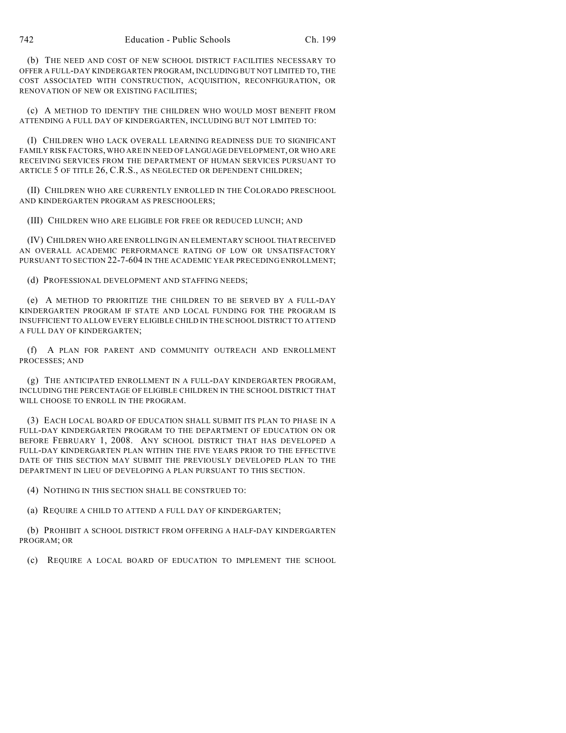(b) THE NEED AND COST OF NEW SCHOOL DISTRICT FACILITIES NECESSARY TO OFFER A FULL-DAY KINDERGARTEN PROGRAM, INCLUDING BUT NOT LIMITED TO, THE COST ASSOCIATED WITH CONSTRUCTION, ACQUISITION, RECONFIGURATION, OR RENOVATION OF NEW OR EXISTING FACILITIES;

(c) A METHOD TO IDENTIFY THE CHILDREN WHO WOULD MOST BENEFIT FROM ATTENDING A FULL DAY OF KINDERGARTEN, INCLUDING BUT NOT LIMITED TO:

(I) CHILDREN WHO LACK OVERALL LEARNING READINESS DUE TO SIGNIFICANT FAMILY RISK FACTORS, WHO ARE IN NEED OF LANGUAGE DEVELOPMENT, OR WHO ARE RECEIVING SERVICES FROM THE DEPARTMENT OF HUMAN SERVICES PURSUANT TO ARTICLE 5 OF TITLE 26, C.R.S., AS NEGLECTED OR DEPENDENT CHILDREN;

(II) CHILDREN WHO ARE CURRENTLY ENROLLED IN THE COLORADO PRESCHOOL AND KINDERGARTEN PROGRAM AS PRESCHOOLERS;

(III) CHILDREN WHO ARE ELIGIBLE FOR FREE OR REDUCED LUNCH; AND

(IV) CHILDREN WHO ARE ENROLLING IN AN ELEMENTARY SCHOOL THAT RECEIVED AN OVERALL ACADEMIC PERFORMANCE RATING OF LOW OR UNSATISFACTORY PURSUANT TO SECTION 22-7-604 IN THE ACADEMIC YEAR PRECEDING ENROLLMENT;

(d) PROFESSIONAL DEVELOPMENT AND STAFFING NEEDS;

(e) A METHOD TO PRIORITIZE THE CHILDREN TO BE SERVED BY A FULL-DAY KINDERGARTEN PROGRAM IF STATE AND LOCAL FUNDING FOR THE PROGRAM IS INSUFFICIENT TO ALLOW EVERY ELIGIBLE CHILD IN THE SCHOOL DISTRICT TO ATTEND A FULL DAY OF KINDERGARTEN;

(f) A PLAN FOR PARENT AND COMMUNITY OUTREACH AND ENROLLMENT PROCESSES; AND

(g) THE ANTICIPATED ENROLLMENT IN A FULL-DAY KINDERGARTEN PROGRAM, INCLUDING THE PERCENTAGE OF ELIGIBLE CHILDREN IN THE SCHOOL DISTRICT THAT WILL CHOOSE TO ENROLL IN THE PROGRAM.

(3) EACH LOCAL BOARD OF EDUCATION SHALL SUBMIT ITS PLAN TO PHASE IN A FULL-DAY KINDERGARTEN PROGRAM TO THE DEPARTMENT OF EDUCATION ON OR BEFORE FEBRUARY 1, 2008. ANY SCHOOL DISTRICT THAT HAS DEVELOPED A FULL-DAY KINDERGARTEN PLAN WITHIN THE FIVE YEARS PRIOR TO THE EFFECTIVE DATE OF THIS SECTION MAY SUBMIT THE PREVIOUSLY DEVELOPED PLAN TO THE DEPARTMENT IN LIEU OF DEVELOPING A PLAN PURSUANT TO THIS SECTION.

(4) NOTHING IN THIS SECTION SHALL BE CONSTRUED TO:

(a) REQUIRE A CHILD TO ATTEND A FULL DAY OF KINDERGARTEN;

(b) PROHIBIT A SCHOOL DISTRICT FROM OFFERING A HALF-DAY KINDERGARTEN PROGRAM; OR

(c) REQUIRE A LOCAL BOARD OF EDUCATION TO IMPLEMENT THE SCHOOL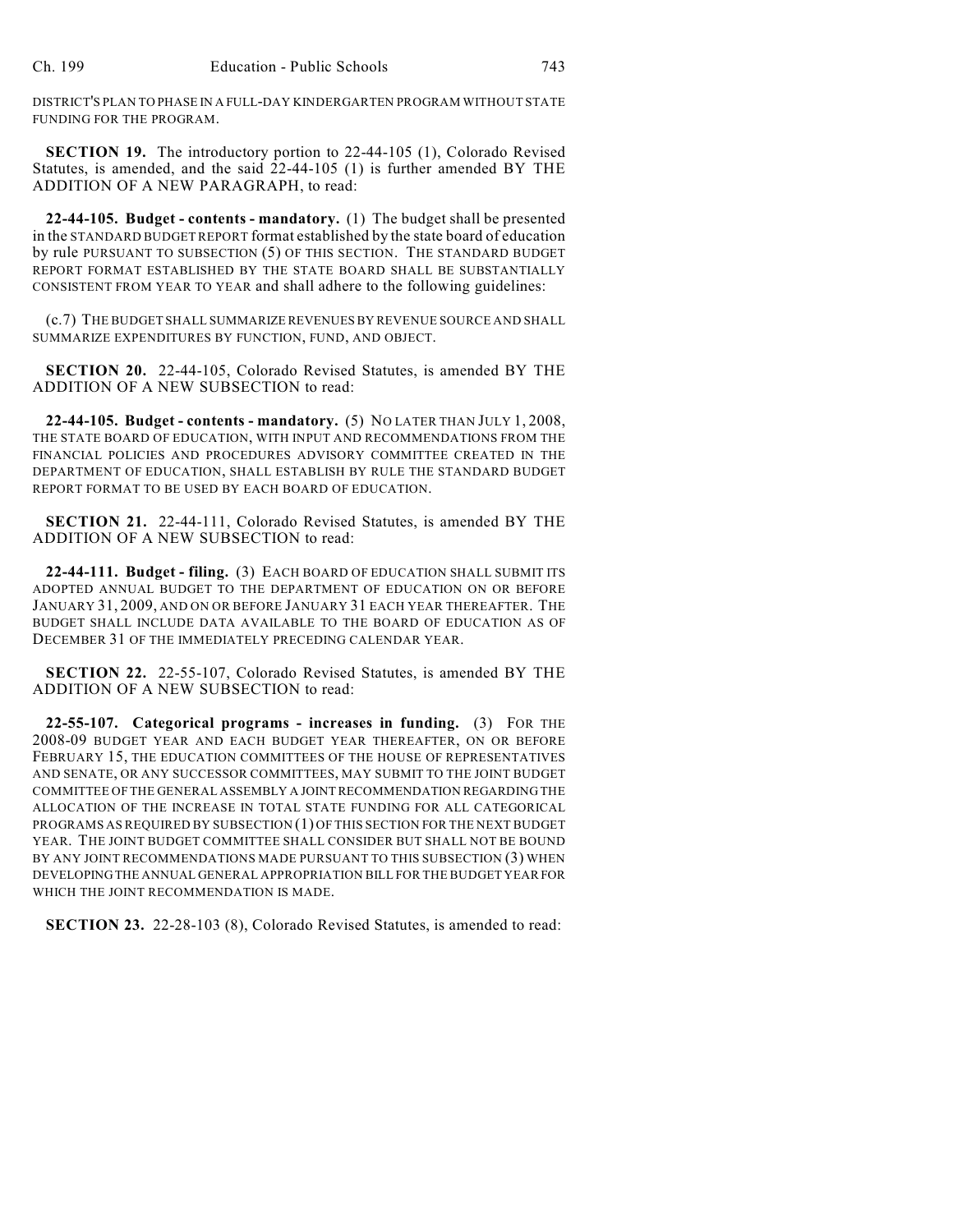DISTRICT'S PLAN TO PHASE IN A FULL-DAY KINDERGARTEN PROGRAM WITHOUT STATE FUNDING FOR THE PROGRAM.

**SECTION 19.** The introductory portion to 22-44-105 (1), Colorado Revised Statutes, is amended, and the said 22-44-105 (1) is further amended BY THE ADDITION OF A NEW PARAGRAPH, to read:

**22-44-105. Budget - contents - mandatory.** (1) The budget shall be presented in the STANDARD BUDGET REPORT format established by the state board of education by rule PURSUANT TO SUBSECTION (5) OF THIS SECTION. THE STANDARD BUDGET REPORT FORMAT ESTABLISHED BY THE STATE BOARD SHALL BE SUBSTANTIALLY CONSISTENT FROM YEAR TO YEAR and shall adhere to the following guidelines:

(c.7) THE BUDGET SHALL SUMMARIZE REVENUES BY REVENUE SOURCE AND SHALL SUMMARIZE EXPENDITURES BY FUNCTION, FUND, AND OBJECT.

**SECTION 20.** 22-44-105, Colorado Revised Statutes, is amended BY THE ADDITION OF A NEW SUBSECTION to read:

**22-44-105. Budget - contents - mandatory.** (5) NO LATER THAN JULY 1, 2008, THE STATE BOARD OF EDUCATION, WITH INPUT AND RECOMMENDATIONS FROM THE FINANCIAL POLICIES AND PROCEDURES ADVISORY COMMITTEE CREATED IN THE DEPARTMENT OF EDUCATION, SHALL ESTABLISH BY RULE THE STANDARD BUDGET REPORT FORMAT TO BE USED BY EACH BOARD OF EDUCATION.

**SECTION 21.** 22-44-111, Colorado Revised Statutes, is amended BY THE ADDITION OF A NEW SUBSECTION to read:

**22-44-111. Budget - filing.** (3) EACH BOARD OF EDUCATION SHALL SUBMIT ITS ADOPTED ANNUAL BUDGET TO THE DEPARTMENT OF EDUCATION ON OR BEFORE JANUARY 31, 2009, AND ON OR BEFORE JANUARY 31 EACH YEAR THEREAFTER. THE BUDGET SHALL INCLUDE DATA AVAILABLE TO THE BOARD OF EDUCATION AS OF DECEMBER 31 OF THE IMMEDIATELY PRECEDING CALENDAR YEAR.

**SECTION 22.** 22-55-107, Colorado Revised Statutes, is amended BY THE ADDITION OF A NEW SUBSECTION to read:

**22-55-107. Categorical programs - increases in funding.** (3) FOR THE 2008-09 BUDGET YEAR AND EACH BUDGET YEAR THEREAFTER, ON OR BEFORE FEBRUARY 15, THE EDUCATION COMMITTEES OF THE HOUSE OF REPRESENTATIVES AND SENATE, OR ANY SUCCESSOR COMMITTEES, MAY SUBMIT TO THE JOINT BUDGET COMMITTEE OF THE GENERAL ASSEMBLY A JOINT RECOMMENDATION REGARDING THE ALLOCATION OF THE INCREASE IN TOTAL STATE FUNDING FOR ALL CATEGORICAL PROGRAMS AS REQUIRED BY SUBSECTION (1) OF THIS SECTION FOR THE NEXT BUDGET YEAR. THE JOINT BUDGET COMMITTEE SHALL CONSIDER BUT SHALL NOT BE BOUND BY ANY JOINT RECOMMENDATIONS MADE PURSUANT TO THIS SUBSECTION (3) WHEN DEVELOPING THE ANNUAL GENERAL APPROPRIATION BILL FOR THE BUDGET YEAR FOR WHICH THE JOINT RECOMMENDATION IS MADE.

**SECTION 23.** 22-28-103 (8), Colorado Revised Statutes, is amended to read: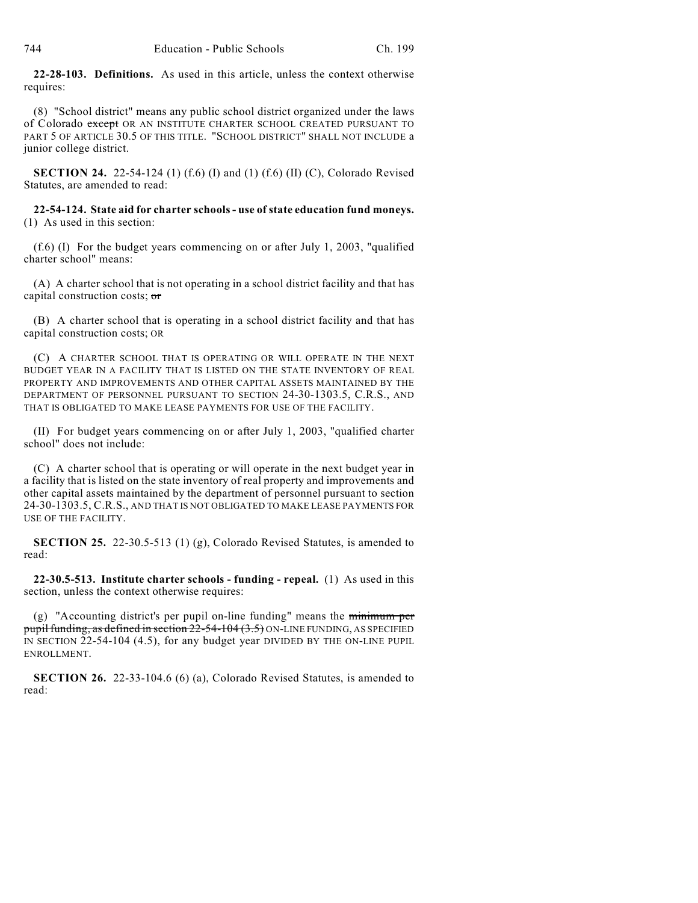**22-28-103. Definitions.** As used in this article, unless the context otherwise requires:

(8) "School district" means any public school district organized under the laws of Colorado ~~except~~ OR AN INSTITUTE CHARTER SCHOOL CREATED PURSUANT TO PART 5 OF ARTICLE 30.5 OF THIS TITLE. "SCHOOL DISTRICT" SHALL NOT INCLUDE a junior college district.

**SECTION 24.** 22-54-124 (1) (f.6) (I) and (1) (f.6) (II) (C), Colorado Revised Statutes, are amended to read:

**22-54-124. State aid for charter schools - use of state education fund moneys.** (1) As used in this section:

(f.6) (I) For the budget years commencing on or after July 1, 2003, "qualified charter school" means:

(A) A charter school that is not operating in a school district facility and that has capital construction costs; ~~or~~

(B) A charter school that is operating in a school district facility and that has capital construction costs; OR

(C) A CHARTER SCHOOL THAT IS OPERATING OR WILL OPERATE IN THE NEXT BUDGET YEAR IN A FACILITY THAT IS LISTED ON THE STATE INVENTORY OF REAL PROPERTY AND IMPROVEMENTS AND OTHER CAPITAL ASSETS MAINTAINED BY THE DEPARTMENT OF PERSONNEL PURSUANT TO SECTION 24-30-1303.5, C.R.S., AND THAT IS OBLIGATED TO MAKE LEASE PAYMENTS FOR USE OF THE FACILITY.

(II) For budget years commencing on or after July 1, 2003, "qualified charter school" does not include:

(C) A charter school that is operating or will operate in the next budget year in a facility that is listed on the state inventory of real property and improvements and other capital assets maintained by the department of personnel pursuant to section 24-30-1303.5, C.R.S., AND THAT IS NOT OBLIGATED TO MAKE LEASE PAYMENTS FOR USE OF THE FACILITY.

**SECTION 25.** 22-30.5-513 (1) (g), Colorado Revised Statutes, is amended to read:

**22-30.5-513. Institute charter schools - funding - repeal.** (1) As used in this section, unless the context otherwise requires:

(g) "Accounting district's per pupil on-line funding" means the ~~minimum per pupil funding, as defined in section 22-54-104 (3.5)~~ ON-LINE FUNDING, AS SPECIFIED IN SECTION 22-54-104 (4.5), for any budget year DIVIDED BY THE ON-LINE PUPIL ENROLLMENT.

**SECTION 26.** 22-33-104.6 (6) (a), Colorado Revised Statutes, is amended to read: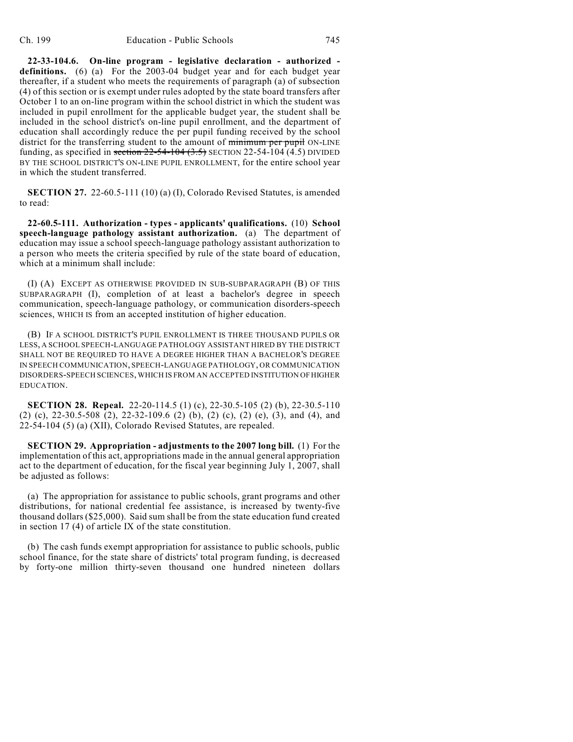**22-33-104.6. On-line program - legislative declaration - authorized - definitions.** (6) (a) For the 2003-04 budget year and for each budget year thereafter, if a student who meets the requirements of paragraph (a) of subsection (4) of this section or is exempt under rules adopted by the state board transfers after October 1 to an on-line program within the school district in which the student was included in pupil enrollment for the applicable budget year, the student shall be included in the school district's on-line pupil enrollment, and the department of education shall accordingly reduce the per pupil funding received by the school district for the transferring student to the amount of ~~minimum per pupil~~ ON-LINE funding, as specified in ~~section 22-54-104 (3.5)~~ SECTION 22-54-104 (4.5) DIVIDED BY THE SCHOOL DISTRICT'S ON-LINE PUPIL ENROLLMENT, for the entire school year in which the student transferred.

**SECTION 27.** 22-60.5-111 (10) (a) (I), Colorado Revised Statutes, is amended to read:

**22-60.5-111. Authorization - types - applicants' qualifications.** (10) **School speech-language pathology assistant authorization.** (a) The department of education may issue a school speech-language pathology assistant authorization to a person who meets the criteria specified by rule of the state board of education, which at a minimum shall include:

(I) (A) EXCEPT AS OTHERWISE PROVIDED IN SUB-SUBPARAGRAPH (B) OF THIS SUBPARAGRAPH (I), completion of at least a bachelor's degree in speech communication, speech-language pathology, or communication disorders-speech sciences, WHICH IS from an accepted institution of higher education.

(B) IF A SCHOOL DISTRICT'S PUPIL ENROLLMENT IS THREE THOUSAND PUPILS OR LESS, A SCHOOL SPEECH-LANGUAGE PATHOLOGY ASSISTANT HIRED BY THE DISTRICT SHALL NOT BE REQUIRED TO HAVE A DEGREE HIGHER THAN A BACHELOR'S DEGREE IN SPEECH COMMUNICATION, SPEECH-LANGUAGE PATHOLOGY, OR COMMUNICATION DISORDERS-SPEECH SCIENCES, WHICH IS FROM AN ACCEPTED INSTITUTION OF HIGHER EDUCATION.

**SECTION 28. Repeal.** 22-20-114.5 (1) (c), 22-30.5-105 (2) (b), 22-30.5-110 (2) (c), 22-30.5-508 (2), 22-32-109.6 (2) (b), (2) (c), (2) (e), (3), and (4), and 22-54-104 (5) (a) (XII), Colorado Revised Statutes, are repealed.

**SECTION 29. Appropriation - adjustments to the 2007 long bill.** (1) For the implementation of this act, appropriations made in the annual general appropriation act to the department of education, for the fiscal year beginning July 1, 2007, shall be adjusted as follows:

(a) The appropriation for assistance to public schools, grant programs and other distributions, for national credential fee assistance, is increased by twenty-five thousand dollars ($25,000). Said sum shall be from the state education fund created in section 17 (4) of article IX of the state constitution.

(b) The cash funds exempt appropriation for assistance to public schools, public school finance, for the state share of districts' total program funding, is decreased by forty-one million thirty-seven thousand one hundred nineteen dollars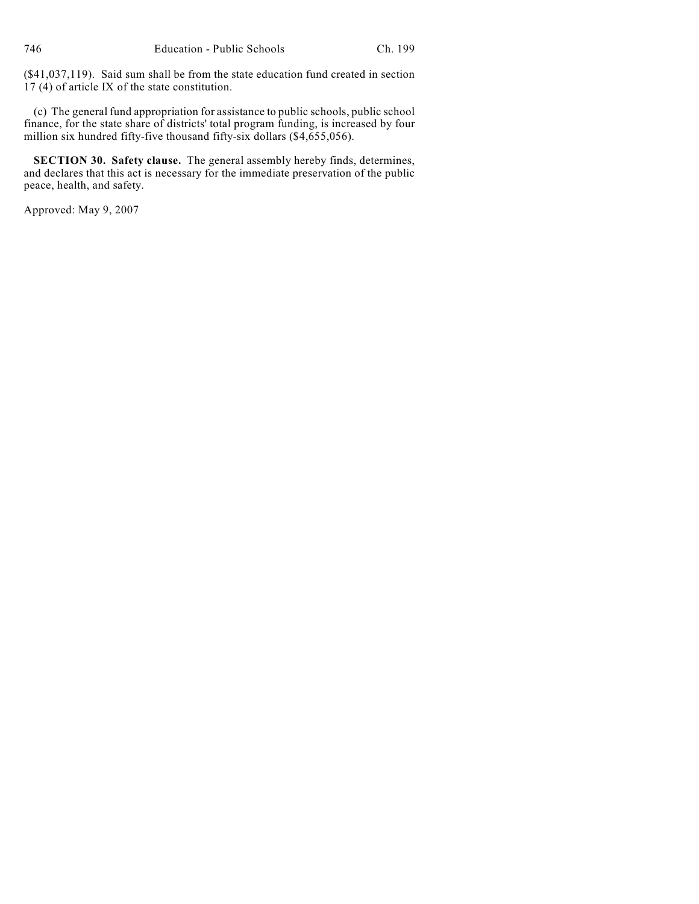($41,037,119). Said sum shall be from the state education fund created in section 17 (4) of article IX of the state constitution.

(c) The general fund appropriation for assistance to public schools, public school finance, for the state share of districts' total program funding, is increased by four million six hundred fifty-five thousand fifty-six dollars ($4,655,056).

**SECTION 30. Safety clause.** The general assembly hereby finds, determines, and declares that this act is necessary for the immediate preservation of the public peace, health, and safety.

Approved: May 9, 2007